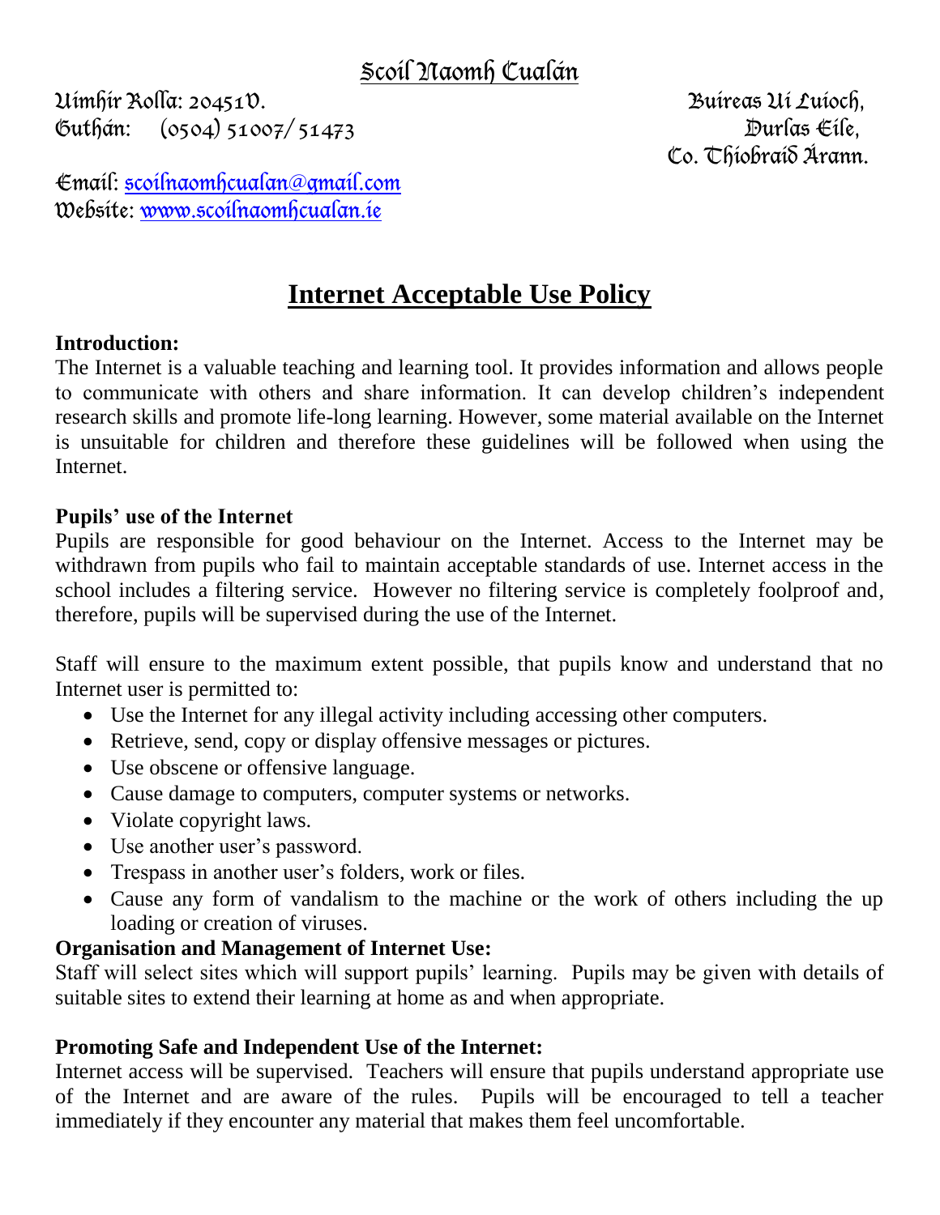# Scoil Naomh Cualán

Uimhir Rolla: 20451V.
Guthán: (0504) 51007/ 51473

Buireas Uí Luíoch,
Durlas Éile,
Co. Thiobraid Árann.

Email: scoilnaomhcualan@gmail.com
Website: www.scoilnaomhcualan.ie

## Internet Acceptable Use Policy

**Introduction:**
The Internet is a valuable teaching and learning tool. It provides information and allows people to communicate with others and share information. It can develop children's independent research skills and promote life-long learning. However, some material available on the Internet is unsuitable for children and therefore these guidelines will be followed when using the Internet.

**Pupils' use of the Internet**
Pupils are responsible for good behaviour on the Internet. Access to the Internet may be withdrawn from pupils who fail to maintain acceptable standards of use. Internet access in the school includes a filtering service. However no filtering service is completely foolproof and, therefore, pupils will be supervised during the use of the Internet.

Staff will ensure to the maximum extent possible, that pupils know and understand that no Internet user is permitted to:

- Use the Internet for any illegal activity including accessing other computers.
- Retrieve, send, copy or display offensive messages or pictures.
- Use obscene or offensive language.
- Cause damage to computers, computer systems or networks.
- Violate copyright laws.
- Use another user's password.
- Trespass in another user's folders, work or files.
- Cause any form of vandalism to the machine or the work of others including the up loading or creation of viruses.

**Organisation and Management of Internet Use:**
Staff will select sites which will support pupils' learning. Pupils may be given with details of suitable sites to extend their learning at home as and when appropriate.

**Promoting Safe and Independent Use of the Internet:**
Internet access will be supervised. Teachers will ensure that pupils understand appropriate use of the Internet and are aware of the rules. Pupils will be encouraged to tell a teacher immediately if they encounter any material that makes them feel uncomfortable.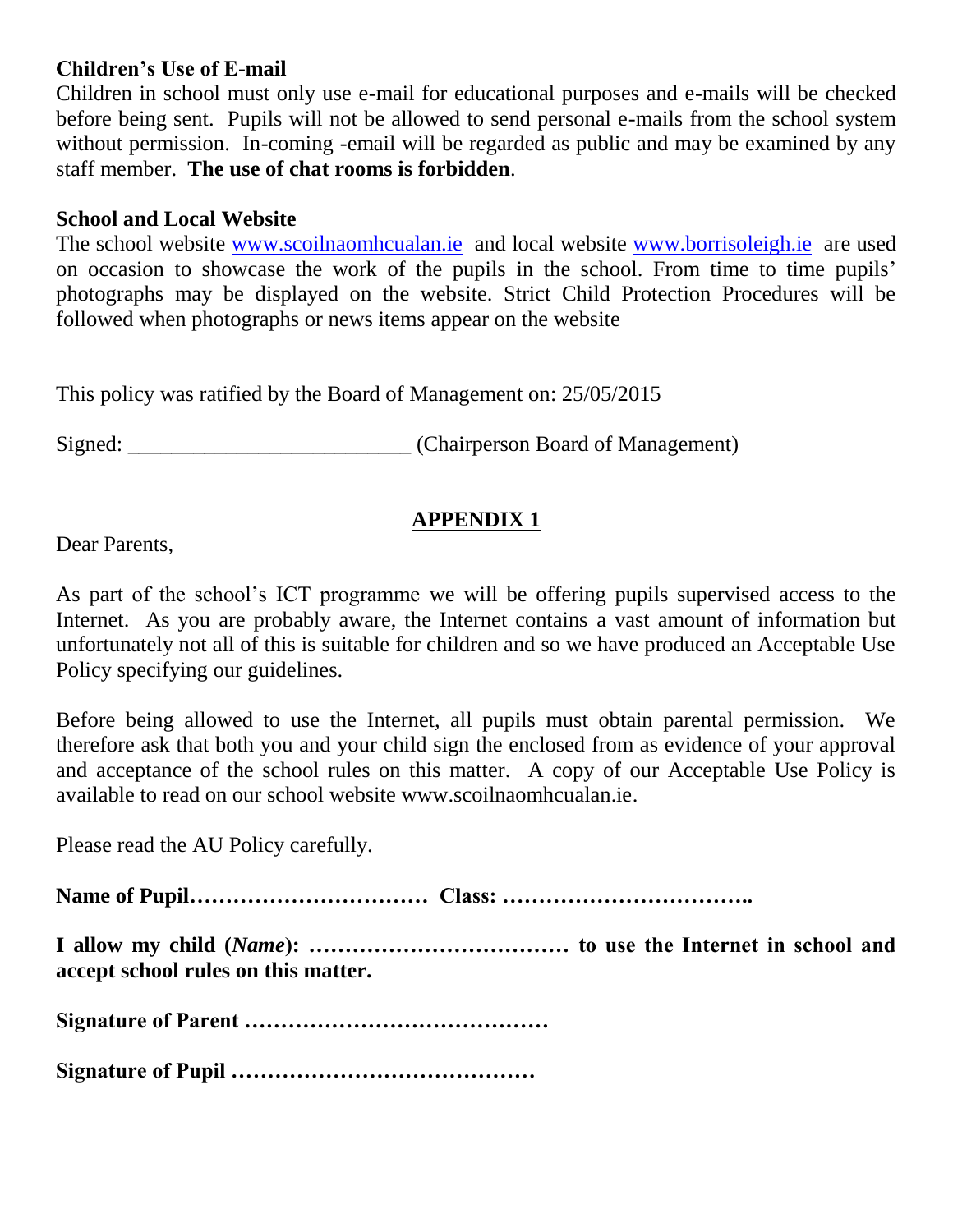**Children's Use of E-mail**

Children in school must only use e-mail for educational purposes and e-mails will be checked before being sent. Pupils will not be allowed to send personal e-mails from the school system without permission. In-coming -email will be regarded as public and may be examined by any staff member. **The use of chat rooms is forbidden**.

**School and Local Website**

The school website [www.scoilnaomhcualan.ie](www.scoilnaomhcualan.ie) and local website [www.borrisoleigh.ie](www.borrisoleigh.ie) are used on occasion to showcase the work of the pupils in the school. From time to time pupils' photographs may be displayed on the website. Strict Child Protection Procedures will be followed when photographs or news items appear on the website

This policy was ratified by the Board of Management on: 25/05/2015

Signed: __________________________ (Chairperson Board of Management)

## APPENDIX 1

Dear Parents,

As part of the school's ICT programme we will be offering pupils supervised access to the Internet. As you are probably aware, the Internet contains a vast amount of information but unfortunately not all of this is suitable for children and so we have produced an Acceptable Use Policy specifying our guidelines.

Before being allowed to use the Internet, all pupils must obtain parental permission. We therefore ask that both you and your child sign the enclosed from as evidence of your approval and acceptance of the school rules on this matter. A copy of our Acceptable Use Policy is available to read on our school website www.scoilnaomhcualan.ie.

Please read the AU Policy carefully.

**Name of Pupil…………………………… Class: ……………………………..**

**I allow my child (*Name*): ……………………………… to use the Internet in school and accept school rules on this matter.**

**Signature of Parent ……………………………………**

**Signature of Pupil ……………………………………**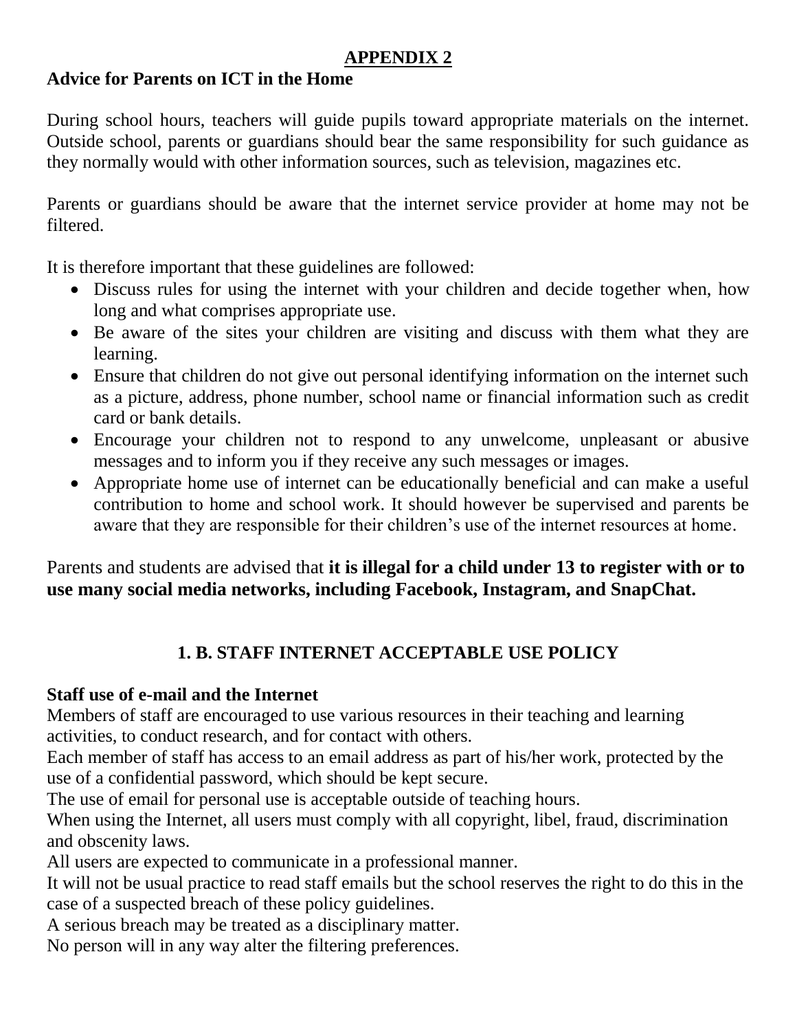## APPENDIX 2

### Advice for Parents on ICT in the Home

During school hours, teachers will guide pupils toward appropriate materials on the internet. Outside school, parents or guardians should bear the same responsibility for such guidance as they normally would with other information sources, such as television, magazines etc.

Parents or guardians should be aware that the internet service provider at home may not be filtered.

It is therefore important that these guidelines are followed:

- Discuss rules for using the internet with your children and decide together when, how long and what comprises appropriate use.
- Be aware of the sites your children are visiting and discuss with them what they are learning.
- Ensure that children do not give out personal identifying information on the internet such as a picture, address, phone number, school name or financial information such as credit card or bank details.
- Encourage your children not to respond to any unwelcome, unpleasant or abusive messages and to inform you if they receive any such messages or images.
- Appropriate home use of internet can be educationally beneficial and can make a useful contribution to home and school work. It should however be supervised and parents be aware that they are responsible for their children's use of the internet resources at home.

Parents and students are advised that **it is illegal for a child under 13 to register with or to use many social media networks, including Facebook, Instagram, and SnapChat.**

## 1. B. STAFF INTERNET ACCEPTABLE USE POLICY

### Staff use of e-mail and the Internet

Members of staff are encouraged to use various resources in their teaching and learning activities, to conduct research, and for contact with others.

Each member of staff has access to an email address as part of his/her work, protected by the use of a confidential password, which should be kept secure.

The use of email for personal use is acceptable outside of teaching hours.

When using the Internet, all users must comply with all copyright, libel, fraud, discrimination and obscenity laws.

All users are expected to communicate in a professional manner.

It will not be usual practice to read staff emails but the school reserves the right to do this in the case of a suspected breach of these policy guidelines.

A serious breach may be treated as a disciplinary matter.

No person will in any way alter the filtering preferences.